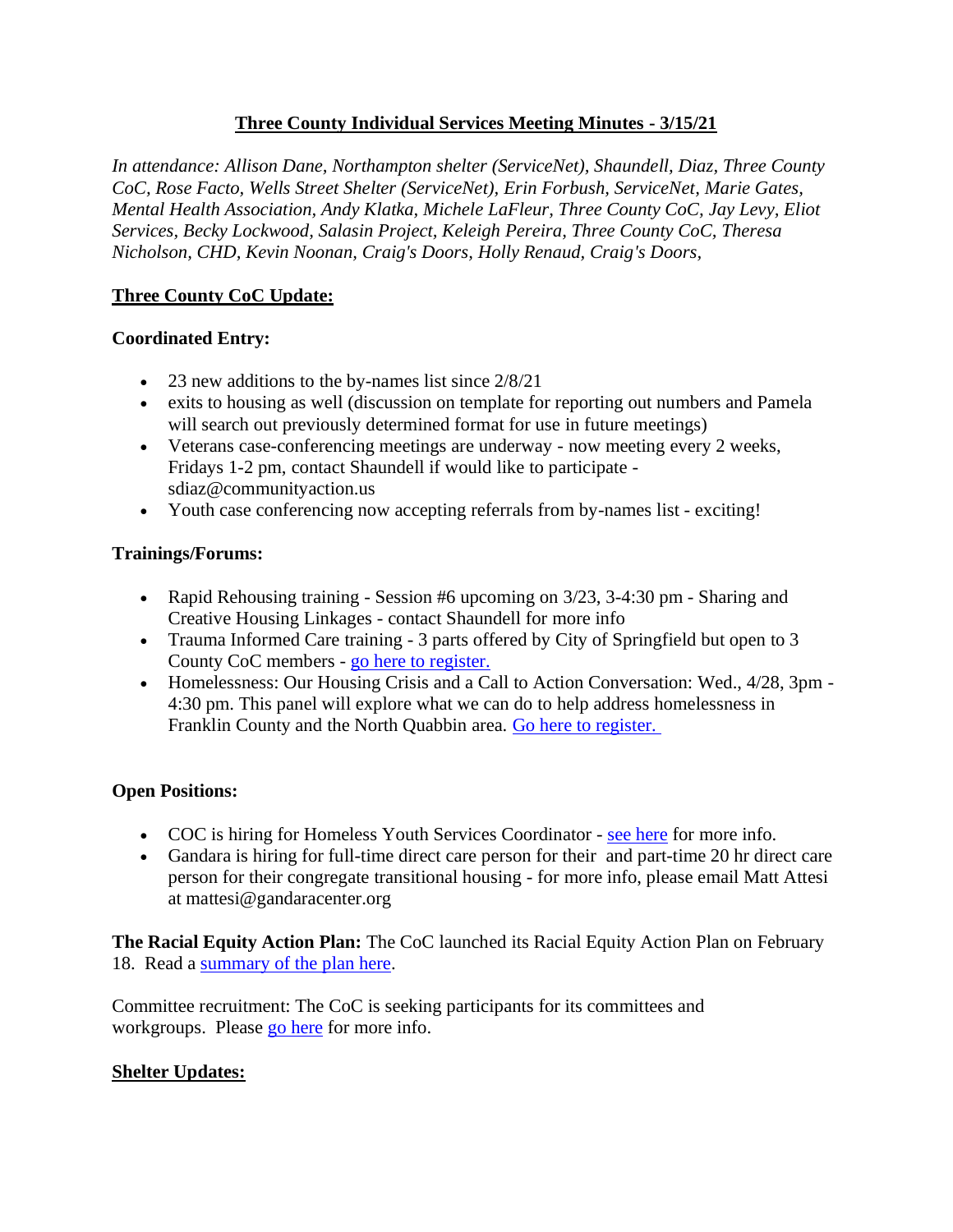# Three County Individual Services Meeting Minutes - 3/15/21

*In attendance: Allison Dane, Northampton shelter (ServiceNet), Shaundell, Diaz, Three County CoC, Rose Facto, Wells Street Shelter (ServiceNet), Erin Forbush, ServiceNet, Marie Gates, Mental Health Association, Andy Klatka, Michele LaFleur, Three County CoC, Jay Levy, Eliot Services, Becky Lockwood, Salasin Project, Keleigh Pereira, Three County CoC, Theresa Nicholson, CHD, Kevin Noonan, Craig's Doors, Holly Renaud, Craig's Doors,*

## Three County CoC Update:

### Coordinated Entry:

- 23 new additions to the by-names list since 2/8/21
- exits to housing as well (discussion on template for reporting out numbers and Pamela will search out previously determined format for use in future meetings)
- Veterans case-conferencing meetings are underway - now meeting every 2 weeks, Fridays 1-2 pm, contact Shaundell if would like to participate - sdiaz@communityaction.us
- Youth case conferencing now accepting referrals from by-names list - exciting!

### Trainings/Forums:

- Rapid Rehousing training - Session #6 upcoming on 3/23, 3-4:30 pm - Sharing and Creative Housing Linkages - contact Shaundell for more info
- Trauma Informed Care training - 3 parts offered by City of Springfield but open to 3 County CoC members - go here to register.
- Homelessness: Our Housing Crisis and a Call to Action Conversation: Wed., 4/28, 3pm - 4:30 pm. This panel will explore what we can do to help address homelessness in Franklin County and the North Quabbin area. Go here to register.

### Open Positions:

- COC is hiring for Homeless Youth Services Coordinator - see here for more info.
- Gandara is hiring for full-time direct care person for their and part-time 20 hr direct care person for their congregate transitional housing - for more info, please email Matt Attesi at mattesi@gandaracenter.org

**The Racial Equity Action Plan:** The CoC launched its Racial Equity Action Plan on February 18. Read a summary of the plan here.

Committee recruitment: The CoC is seeking participants for its committees and workgroups. Please go here for more info.

## Shelter Updates: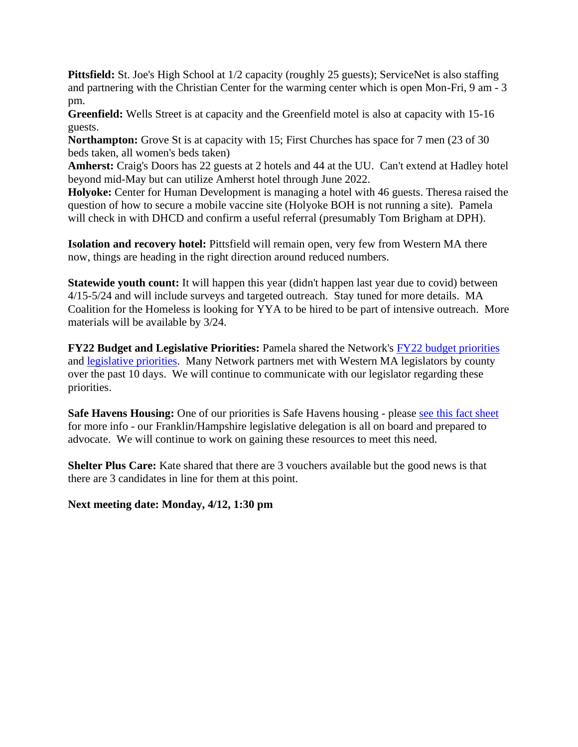**Pittsfield:** St. Joe's High School at 1/2 capacity (roughly 25 guests); ServiceNet is also staffing and partnering with the Christian Center for the warming center which is open Mon-Fri, 9 am - 3 pm.
**Greenfield:** Wells Street is at capacity and the Greenfield motel is also at capacity with 15-16 guests.
**Northampton:** Grove St is at capacity with 15; First Churches has space for 7 men (23 of 30 beds taken, all women's beds taken)
**Amherst:** Craig's Doors has 22 guests at 2 hotels and 44 at the UU. Can't extend at Hadley hotel beyond mid-May but can utilize Amherst hotel through June 2022.
**Holyoke:** Center for Human Development is managing a hotel with 46 guests. Theresa raised the question of how to secure a mobile vaccine site (Holyoke BOH is not running a site). Pamela will check in with DHCD and confirm a useful referral (presumably Tom Brigham at DPH).

**Isolation and recovery hotel:** Pittsfield will remain open, very few from Western MA there now, things are heading in the right direction around reduced numbers.

**Statewide youth count:** It will happen this year (didn't happen last year due to covid) between 4/15-5/24 and will include surveys and targeted outreach. Stay tuned for more details. MA Coalition for the Homeless is looking for YYA to be hired to be part of intensive outreach. More materials will be available by 3/24.

**FY22 Budget and Legislative Priorities:** Pamela shared the Network's FY22 budget priorities and legislative priorities. Many Network partners met with Western MA legislators by county over the past 10 days. We will continue to communicate with our legislator regarding these priorities.

**Safe Havens Housing:** One of our priorities is Safe Havens housing - please see this fact sheet for more info - our Franklin/Hampshire legislative delegation is all on board and prepared to advocate. We will continue to work on gaining these resources to meet this need.

**Shelter Plus Care:** Kate shared that there are 3 vouchers available but the good news is that there are 3 candidates in line for them at this point.

**Next meeting date: Monday, 4/12, 1:30 pm**